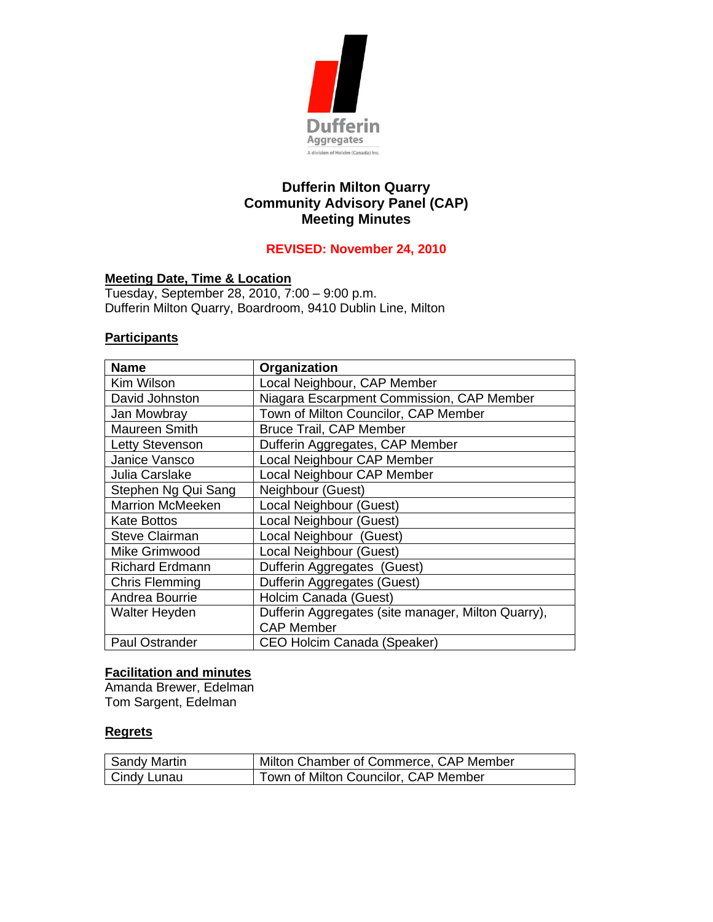Dufferin
Aggregates
A division of Holcim (Canada) Inc.

# Dufferin Milton Quarry
# Community Advisory Panel (CAP)
# Meeting Minutes

**REVISED: November 24, 2010**

**Meeting Date, Time & Location**

Tuesday, September 28, 2010, 7:00 – 9:00 p.m.
Dufferin Milton Quarry, Boardroom, 9410 Dublin Line, Milton

**Participants**

| Name | Organization |
|---|---|
| Kim Wilson | Local Neighbour, CAP Member |
| David Johnston | Niagara Escarpment Commission, CAP Member |
| Jan Mowbray | Town of Milton Councilor, CAP Member |
| Maureen Smith | Bruce Trail, CAP Member |
| Letty Stevenson | Dufferin Aggregates, CAP Member |
| Janice Vansco | Local Neighbour CAP Member |
| Julia Carslake | Local Neighbour CAP Member |
| Stephen Ng Qui Sang | Neighbour (Guest) |
| Marrion McMeeken | Local Neighbour (Guest) |
| Kate Bottos | Local Neighbour (Guest) |
| Steve Clairman | Local Neighbour (Guest) |
| Mike Grimwood | Local Neighbour (Guest) |
| Richard Erdmann | Dufferin Aggregates (Guest) |
| Chris Flemming | Dufferin Aggregates (Guest) |
| Andrea Bourrie | Holcim Canada (Guest) |
| Walter Heyden | Dufferin Aggregates (site manager, Milton Quarry), CAP Member |
| Paul Ostrander | CEO Holcim Canada (Speaker) |

**Facilitation and minutes**

Amanda Brewer, Edelman
Tom Sargent, Edelman

**Regrets**

| | |
|---|---|
| Sandy Martin | Milton Chamber of Commerce, CAP Member |
| Cindy Lunau | Town of Milton Councilor, CAP Member |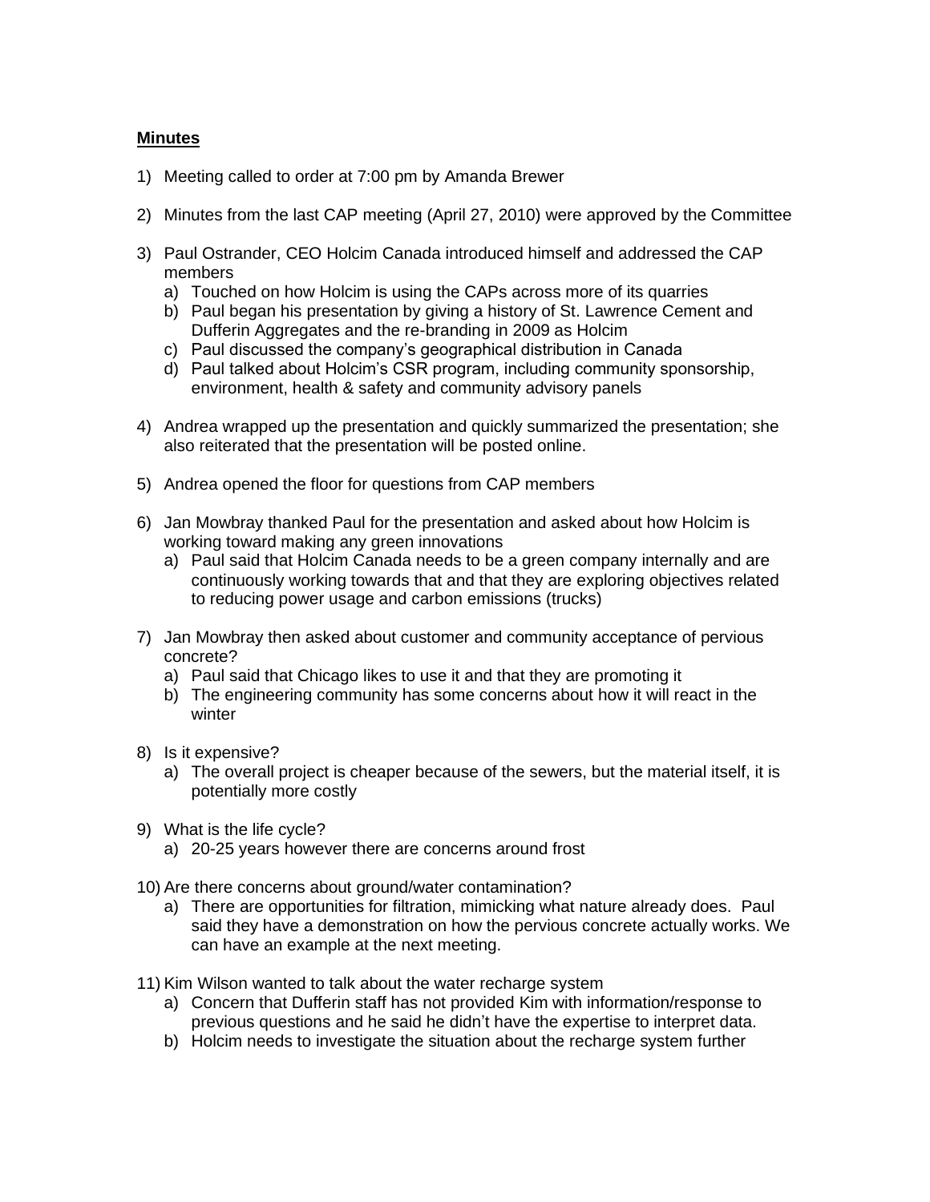**Minutes**

1) Meeting called to order at 7:00 pm by Amanda Brewer

2) Minutes from the last CAP meeting (April 27, 2010) were approved by the Committee

3) Paul Ostrander, CEO Holcim Canada introduced himself and addressed the CAP members
   a) Touched on how Holcim is using the CAPs across more of its quarries
   b) Paul began his presentation by giving a history of St. Lawrence Cement and Dufferin Aggregates and the re-branding in 2009 as Holcim
   c) Paul discussed the company's geographical distribution in Canada
   d) Paul talked about Holcim's CSR program, including community sponsorship, environment, health & safety and community advisory panels

4) Andrea wrapped up the presentation and quickly summarized the presentation; she also reiterated that the presentation will be posted online.

5) Andrea opened the floor for questions from CAP members

6) Jan Mowbray thanked Paul for the presentation and asked about how Holcim is working toward making any green innovations
   a) Paul said that Holcim Canada needs to be a green company internally and are continuously working towards that and that they are exploring objectives related to reducing power usage and carbon emissions (trucks)

7) Jan Mowbray then asked about customer and community acceptance of pervious concrete?
   a) Paul said that Chicago likes to use it and that they are promoting it
   b) The engineering community has some concerns about how it will react in the winter

8) Is it expensive?
   a) The overall project is cheaper because of the sewers, but the material itself, it is potentially more costly

9) What is the life cycle?
   a) 20-25 years however there are concerns around frost

10) Are there concerns about ground/water contamination?
    a) There are opportunities for filtration, mimicking what nature already does. Paul said they have a demonstration on how the pervious concrete actually works. We can have an example at the next meeting.

11) Kim Wilson wanted to talk about the water recharge system
    a) Concern that Dufferin staff has not provided Kim with information/response to previous questions and he said he didn't have the expertise to interpret data.
    b) Holcim needs to investigate the situation about the recharge system further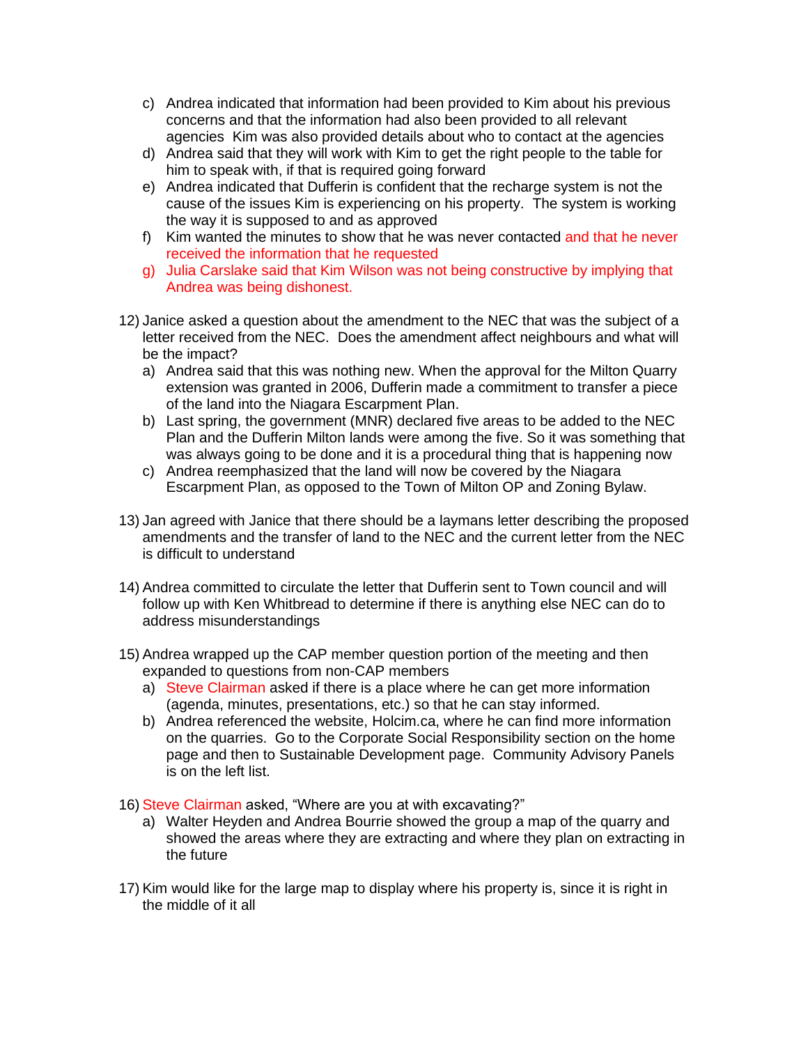c) Andrea indicated that information had been provided to Kim about his previous concerns and that the information had also been provided to all relevant agencies  Kim was also provided details about who to contact at the agencies
d) Andrea said that they will work with Kim to get the right people to the table for him to speak with, if that is required going forward
e) Andrea indicated that Dufferin is confident that the recharge system is not the cause of the issues Kim is experiencing on his property.  The system is working the way it is supposed to and as approved
f) Kim wanted the minutes to show that he was never contacted and that he never received the information that he requested
g) Julia Carslake said that Kim Wilson was not being constructive by implying that Andrea was being dishonest.

12) Janice asked a question about the amendment to the NEC that was the subject of a letter received from the NEC.  Does the amendment affect neighbours and what will be the impact?
    a) Andrea said that this was nothing new. When the approval for the Milton Quarry extension was granted in 2006, Dufferin made a commitment to transfer a piece of the land into the Niagara Escarpment Plan.
    b) Last spring, the government (MNR) declared five areas to be added to the NEC Plan and the Dufferin Milton lands were among the five. So it was something that was always going to be done and it is a procedural thing that is happening now
    c) Andrea reemphasized that the land will now be covered by the Niagara Escarpment Plan, as opposed to the Town of Milton OP and Zoning Bylaw.

13) Jan agreed with Janice that there should be a laymans letter describing the proposed amendments and the transfer of land to the NEC and the current letter from the NEC is difficult to understand

14) Andrea committed to circulate the letter that Dufferin sent to Town council and will follow up with Ken Whitbread to determine if there is anything else NEC can do to address misunderstandings

15) Andrea wrapped up the CAP member question portion of the meeting and then expanded to questions from non-CAP members
    a) Steve Clairman asked if there is a place where he can get more information (agenda, minutes, presentations, etc.) so that he can stay informed.
    b) Andrea referenced the website, Holcim.ca, where he can find more information on the quarries.  Go to the Corporate Social Responsibility section on the home page and then to Sustainable Development page.  Community Advisory Panels is on the left list.

16) Steve Clairman asked, "Where are you at with excavating?"
    a) Walter Heyden and Andrea Bourrie showed the group a map of the quarry and showed the areas where they are extracting and where they plan on extracting in the future

17) Kim would like for the large map to display where his property is, since it is right in the middle of it all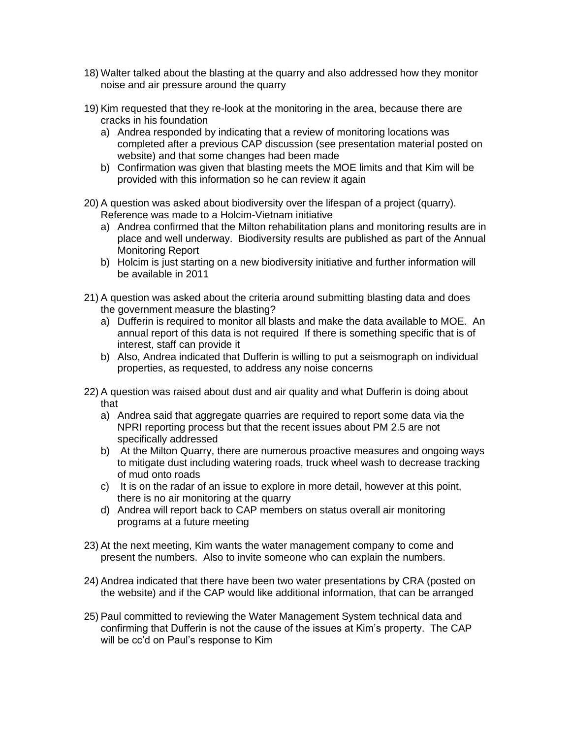18) Walter talked about the blasting at the quarry and also addressed how they monitor noise and air pressure around the quarry

19) Kim requested that they re-look at the monitoring in the area, because there are cracks in his foundation
    a) Andrea responded by indicating that a review of monitoring locations was completed after a previous CAP discussion (see presentation material posted on website) and that some changes had been made
    b) Confirmation was given that blasting meets the MOE limits and that Kim will be provided with this information so he can review it again

20) A question was asked about biodiversity over the lifespan of a project (quarry). Reference was made to a Holcim-Vietnam initiative
    a) Andrea confirmed that the Milton rehabilitation plans and monitoring results are in place and well underway. Biodiversity results are published as part of the Annual Monitoring Report
    b) Holcim is just starting on a new biodiversity initiative and further information will be available in 2011

21) A question was asked about the criteria around submitting blasting data and does the government measure the blasting?
    a) Dufferin is required to monitor all blasts and make the data available to MOE. An annual report of this data is not required If there is something specific that is of interest, staff can provide it
    b) Also, Andrea indicated that Dufferin is willing to put a seismograph on individual properties, as requested, to address any noise concerns

22) A question was raised about dust and air quality and what Dufferin is doing about that
    a) Andrea said that aggregate quarries are required to report some data via the NPRI reporting process but that the recent issues about PM 2.5 are not specifically addressed
    b) At the Milton Quarry, there are numerous proactive measures and ongoing ways to mitigate dust including watering roads, truck wheel wash to decrease tracking of mud onto roads
    c) It is on the radar of an issue to explore in more detail, however at this point, there is no air monitoring at the quarry
    d) Andrea will report back to CAP members on status overall air monitoring programs at a future meeting

23) At the next meeting, Kim wants the water management company to come and present the numbers. Also to invite someone who can explain the numbers.

24) Andrea indicated that there have been two water presentations by CRA (posted on the website) and if the CAP would like additional information, that can be arranged

25) Paul committed to reviewing the Water Management System technical data and confirming that Dufferin is not the cause of the issues at Kim's property. The CAP will be cc'd on Paul's response to Kim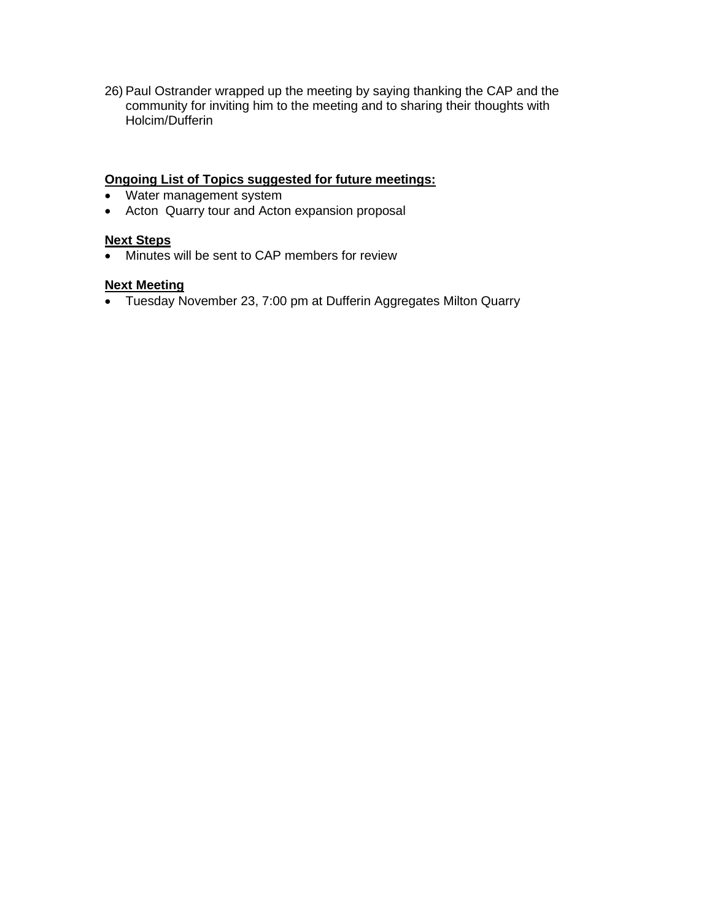26) Paul Ostrander wrapped up the meeting by saying thanking the CAP and the community for inviting him to the meeting and to sharing their thoughts with Holcim/Dufferin

**<u>Ongoing List of Topics suggested for future meetings:</u>**

- Water management system
- Acton  Quarry tour and Acton expansion proposal

**<u>Next Steps</u>**

- Minutes will be sent to CAP members for review

**<u>Next Meeting</u>**

- Tuesday November 23, 7:00 pm at Dufferin Aggregates Milton Quarry